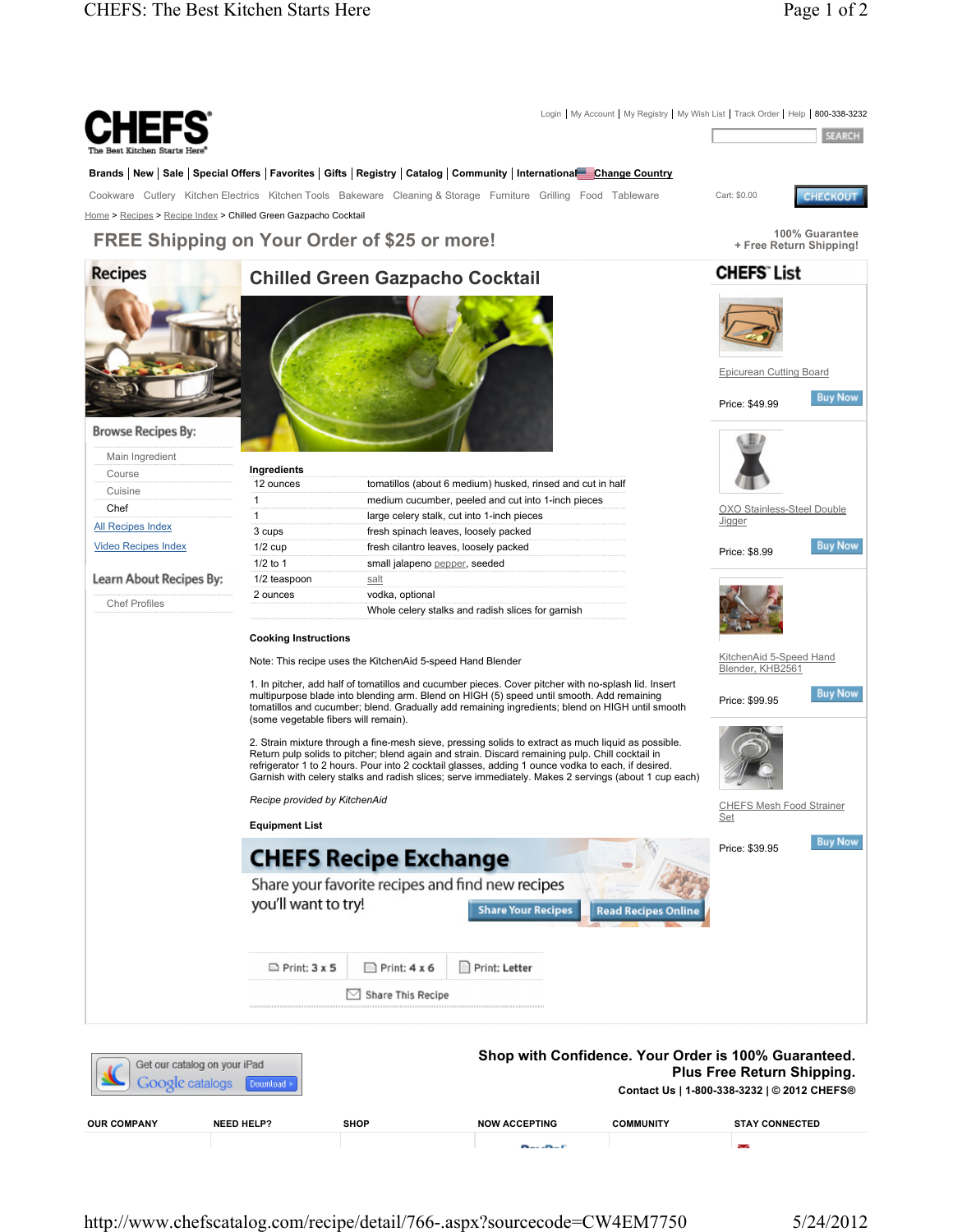Login | My Account | My Registry | My Wish List | Track Order | Help | 800-338-3232

**CHEFS**
The Best Kitchen Starts Here®

Brands | New | Sale | Special Offers | Favorites | Gifts | Registry | Catalog | Community | International Change Country

Cookware Cutlery Kitchen Electrics Kitchen Tools Bakeware Cleaning & Storage Furniture Grilling Food Tableware

Cart: $0.00 CHECKOUT

Home > Recipes > Recipe Index > Chilled Green Gazpacho Cocktail

## FREE Shipping on Your Order of $25 or more!

100% Guarantee + Free Return Shipping!

### Recipes

Browse Recipes By:

- Main Ingredient
- Course
- Cuisine
- Chef

All Recipes Index

Video Recipes Index

Learn About Recipes By:

- Chef Profiles

# Chilled Green Gazpacho Cocktail

**Ingredients**

| | |
|---|---|
| 12 ounces | tomatillos (about 6 medium) husked, rinsed and cut in half |
| 1 | medium cucumber, peeled and cut into 1-inch pieces |
| 1 | large celery stalk, cut into 1-inch pieces |
| 3 cups | fresh spinach leaves, loosely packed |
| 1/2 cup | fresh cilantro leaves, loosely packed |
| 1/2 to 1 | small jalapeno pepper, seeded |
| 1/2 teaspoon | salt |
| 2 ounces | vodka, optional |
| | Whole celery stalks and radish slices for garnish |

**Cooking Instructions**

Note: This recipe uses the KitchenAid 5-speed Hand Blender

1. In pitcher, add half of tomatillos and cucumber pieces. Cover pitcher with no-splash lid. Insert multipurpose blade into blending arm. Blend on HIGH (5) speed until smooth. Add remaining tomatillos and cucumber; blend. Gradually add remaining ingredients; blend on HIGH until smooth (some vegetable fibers will remain).

2. Strain mixture through a fine-mesh sieve, pressing solids to extract as much liquid as possible. Return pulp solids to pitcher; blend again and strain. Discard remaining pulp. Chill cocktail in refrigerator 1 to 2 hours. Pour into 2 cocktail glasses, adding 1 ounce vodka to each, if desired. Garnish with celery stalks and radish slices; serve immediately. Makes 2 servings (about 1 cup each)

*Recipe provided by KitchenAid*

**Equipment List**

**CHEFS Recipe Exchange**

Share your favorite recipes and find new recipes you'll want to try!

Share Your Recipes | Read Recipes Online

Print: 3 x 5 | Print: 4 x 6 | Print: Letter

Share This Recipe

### CHEFS' List

Epicurean Cutting Board
Price: $49.99 Buy Now

OXO Stainless-Steel Double Jigger
Price: $8.99 Buy Now

KitchenAid 5-Speed Hand Blender, KHB2561
Price: $99.95 Buy Now

CHEFS Mesh Food Strainer Set
Price: $39.95 Buy Now

Get our catalog on your iPad
Google catalogs Download

**Shop with Confidence. Your Order is 100% Guaranteed. Plus Free Return Shipping.**

**Contact Us | 1-800-338-3232 | © 2012 CHEFS®**

OUR COMPANY | NEED HELP? | SHOP | NOW ACCEPTING | COMMUNITY | STAY CONNECTED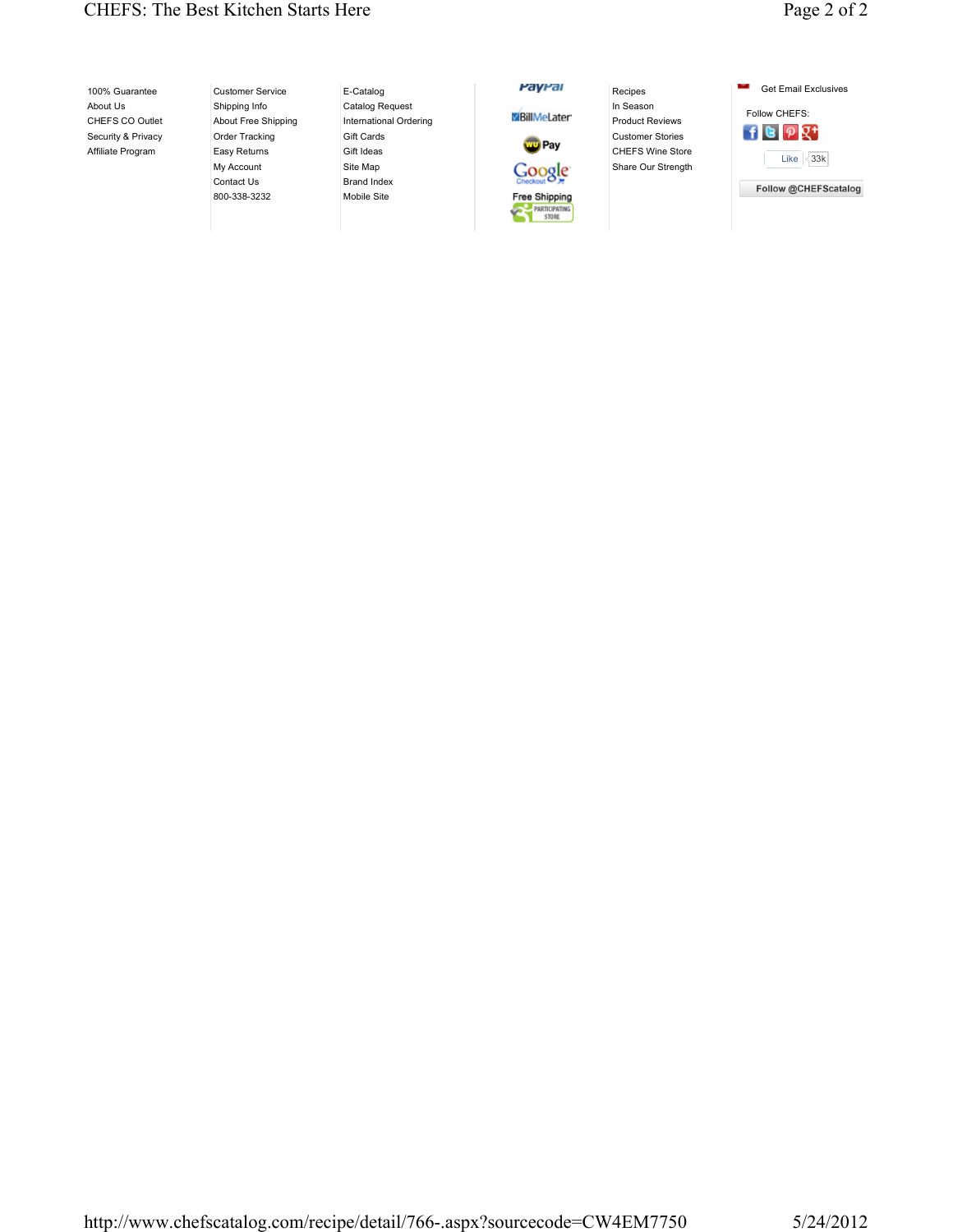100% Guarantee
About Us
CHEFS CO Outlet
Security & Privacy
Affiliate Program

Customer Service
Shipping Info
About Free Shipping
Order Tracking
Easy Returns
My Account
Contact Us
800-338-3232

E-Catalog
Catalog Request
International Ordering
Gift Cards
Gift Ideas
Site Map
Brand Index
Mobile Site

PayPal
BillMeLater
WU Pay
Google Checkout
Free Shipping PARTICIPATING STORE

Recipes
In Season
Product Reviews
Customer Stories
CHEFS Wine Store
Share Our Strength

Get Email Exclusives

Follow CHEFS:

Like 33k

Follow @CHEFScatalog